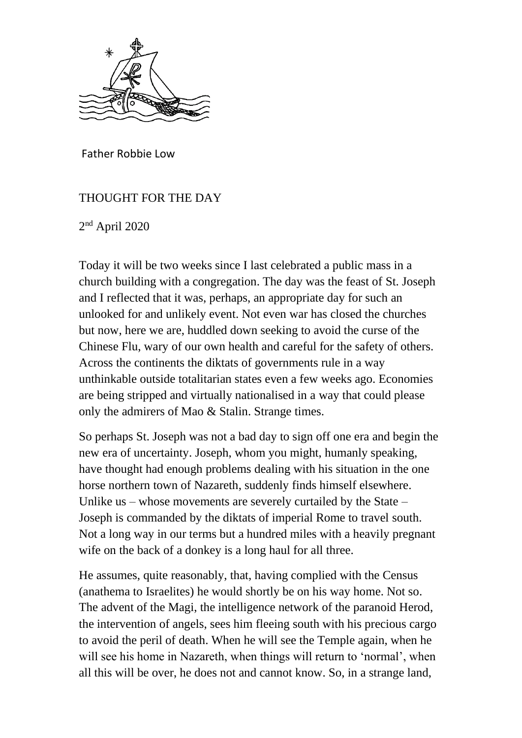Father Robbie Low

THOUGHT FOR THE DAY

2nd April 2020

Today it will be two weeks since I last celebrated a public mass in a church building with a congregation. The day was the feast of St. Joseph and I reflected that it was, perhaps, an appropriate day for such an unlooked for and unlikely event. Not even war has closed the churches but now, here we are, huddled down seeking to avoid the curse of the Chinese Flu, wary of our own health and careful for the safety of others. Across the continents the diktats of governments rule in a way unthinkable outside totalitarian states even a few weeks ago. Economies are being stripped and virtually nationalised in a way that could please only the admirers of Mao & Stalin. Strange times.

So perhaps St. Joseph was not a bad day to sign off one era and begin the new era of uncertainty. Joseph, whom you might, humanly speaking, have thought had enough problems dealing with his situation in the one horse northern town of Nazareth, suddenly finds himself elsewhere. Unlike us – whose movements are severely curtailed by the State – Joseph is commanded by the diktats of imperial Rome to travel south. Not a long way in our terms but a hundred miles with a heavily pregnant wife on the back of a donkey is a long haul for all three.

He assumes, quite reasonably, that, having complied with the Census (anathema to Israelites) he would shortly be on his way home. Not so. The advent of the Magi, the intelligence network of the paranoid Herod, the intervention of angels, sees him fleeing south with his precious cargo to avoid the peril of death. When he will see the Temple again, when he will see his home in Nazareth, when things will return to 'normal', when all this will be over, he does not and cannot know. So, in a strange land,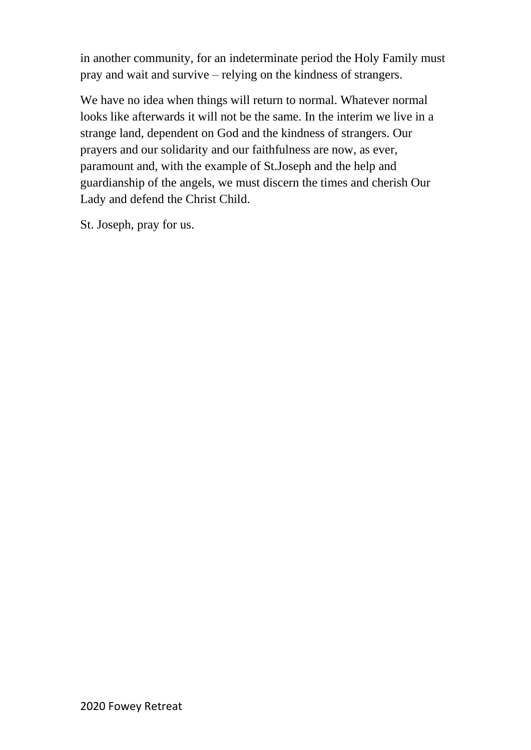in another community, for an indeterminate period the Holy Family must pray and wait and survive – relying on the kindness of strangers.

We have no idea when things will return to normal. Whatever normal looks like afterwards it will not be the same. In the interim we live in a strange land, dependent on God and the kindness of strangers. Our prayers and our solidarity and our faithfulness are now, as ever, paramount and, with the example of St.Joseph and the help and guardianship of the angels, we must discern the times and cherish Our Lady and defend the Christ Child.

St. Joseph, pray for us.